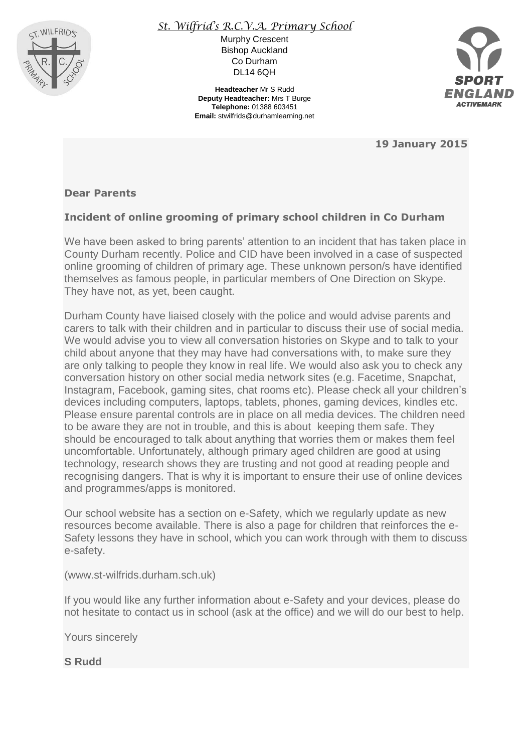*St. Wilfrid's R.C.V.A. Primary School*

Murphy Crescent
Bishop Auckland
Co Durham
DL14 6QH

**Headteacher** Mr S Rudd
**Deputy Headteacher:** Mrs T Burge
**Telephone:** 01388 603451
**Email:** stwilfrids@durhamlearning.net

**19 January 2015**

**Dear Parents**

**Incident of online grooming of primary school children in Co Durham**

We have been asked to bring parents' attention to an incident that has taken place in County Durham recently. Police and CID have been involved in a case of suspected online grooming of children of primary age. These unknown person/s have identified themselves as famous people, in particular members of One Direction on Skype. They have not, as yet, been caught.

Durham County have liaised closely with the police and would advise parents and carers to talk with their children and in particular to discuss their use of social media. We would advise you to view all conversation histories on Skype and to talk to your child about anyone that they may have had conversations with, to make sure they are only talking to people they know in real life. We would also ask you to check any conversation history on other social media network sites (e.g. Facetime, Snapchat, Instagram, Facebook, gaming sites, chat rooms etc). Please check all your children's devices including computers, laptops, tablets, phones, gaming devices, kindles etc. Please ensure parental controls are in place on all media devices. The children need to be aware they are not in trouble, and this is about keeping them safe. They should be encouraged to talk about anything that worries them or makes them feel uncomfortable. Unfortunately, although primary aged children are good at using technology, research shows they are trusting and not good at reading people and recognising dangers. That is why it is important to ensure their use of online devices and programmes/apps is monitored.

Our school website has a section on e-Safety, which we regularly update as new resources become available. There is also a page for children that reinforces the e-Safety lessons they have in school, which you can work through with them to discuss e-safety.

(www.st-wilfrids.durham.sch.uk)

If you would like any further information about e-Safety and your devices, please do not hesitate to contact us in school (ask at the office) and we will do our best to help.

Yours sincerely

**S Rudd**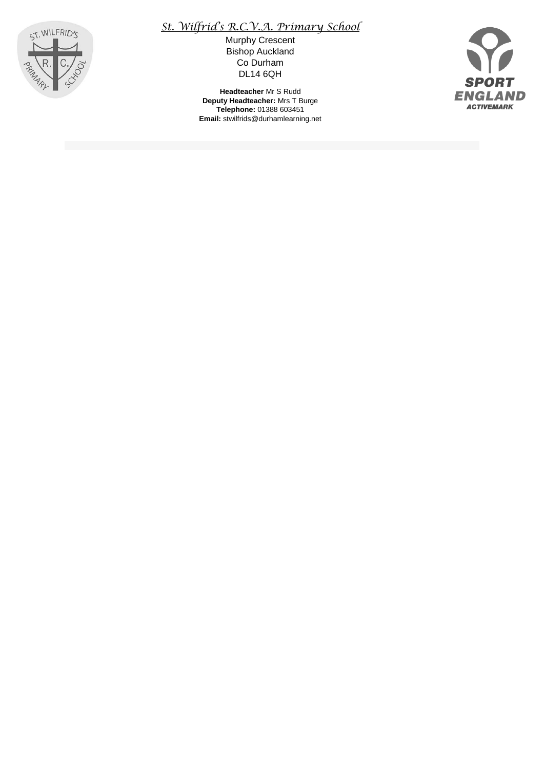*St. Wilfrid's R.C.V.A. Primary School*

Murphy Crescent
Bishop Auckland
Co Durham
DL14 6QH

**Headteacher** Mr S Rudd
**Deputy Headteacher:** Mrs T Burge
**Telephone:** 01388 603451
**Email:** stwilfrids@durhamlearning.net